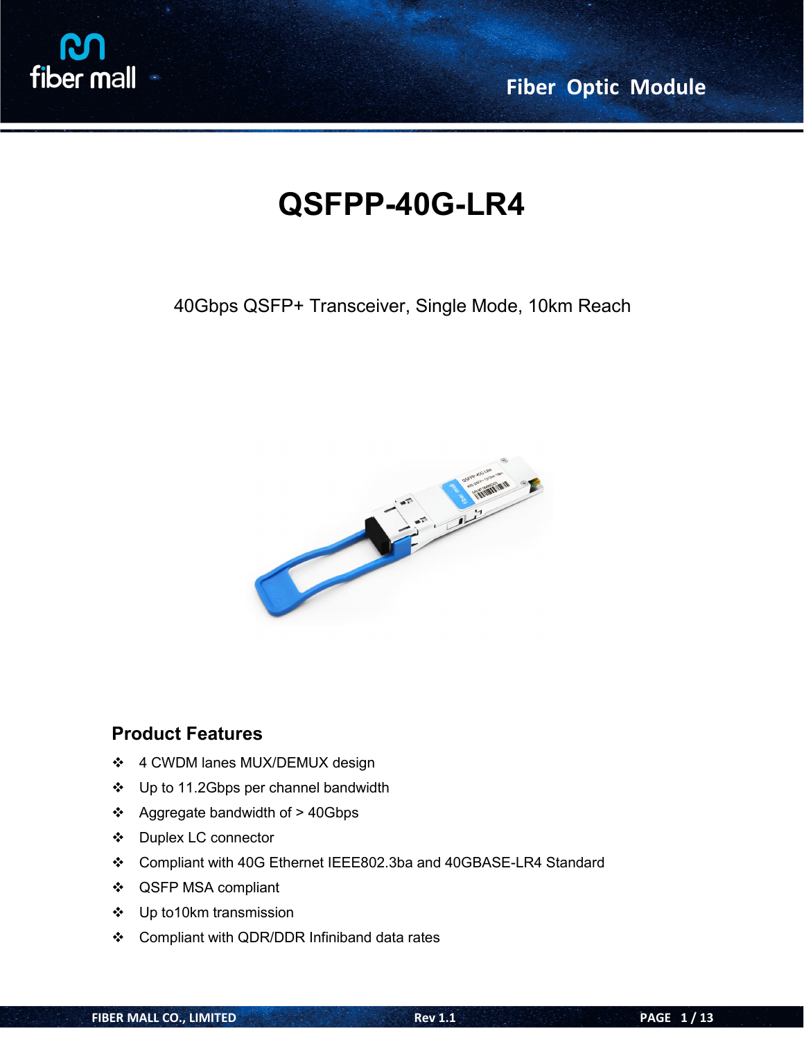# QSFPP-40G-LR4

40Gbps QSFP+ Transceiver, Single Mode, 10km Reach

## Product Features

- 4 CWDM lanes MUX/DEMUX design
- Up to 11.2Gbps per channel bandwidth
- Aggregate bandwidth of > 40Gbps
- Duplex LC connector
- Compliant with 40G Ethernet IEEE802.3ba and 40GBASE-LR4 Standard
- QSFP MSA compliant
- Up to10km transmission
- Compliant with QDR/DDR Infiniband data rates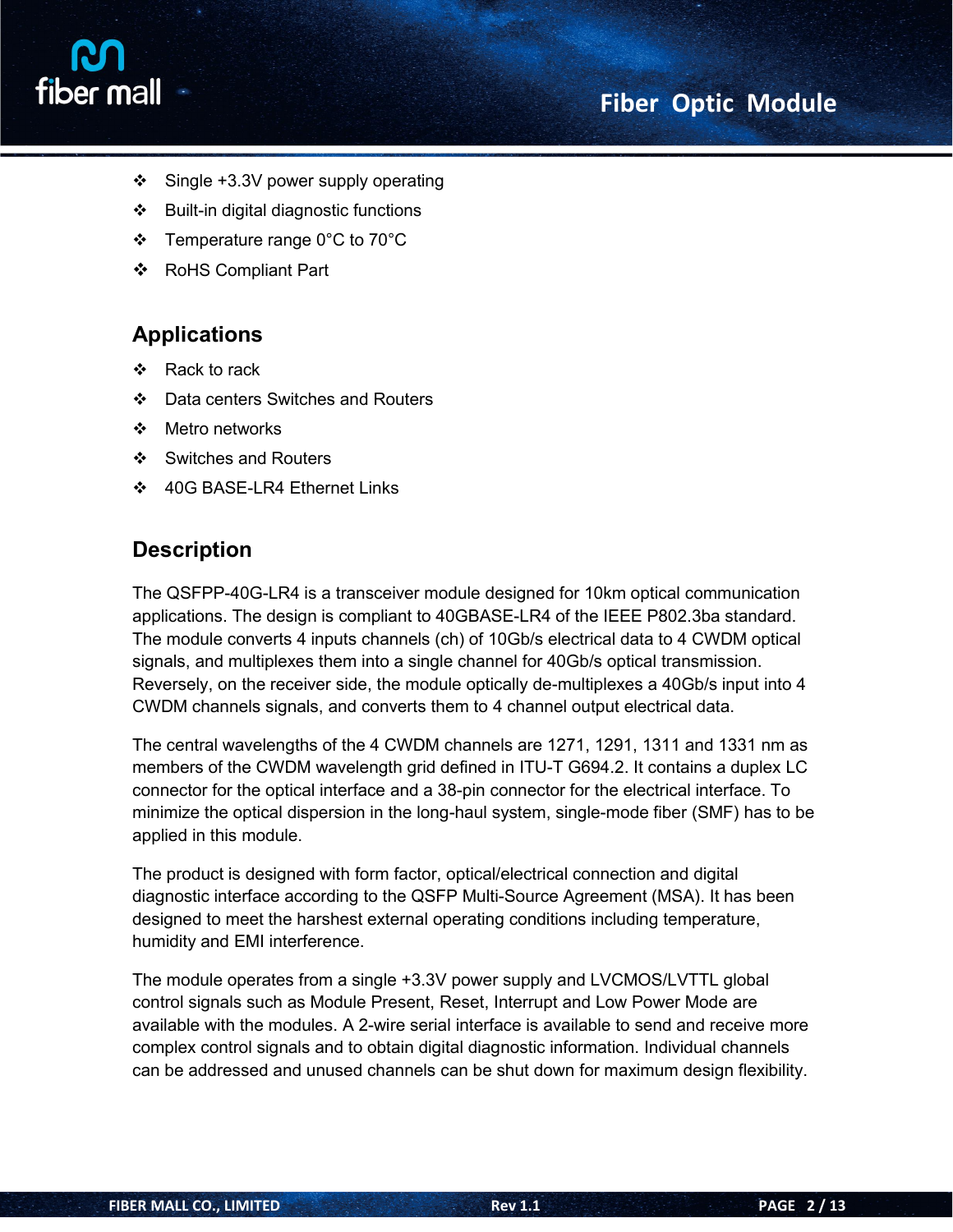- Single +3.3V power supply operating
- Built-in digital diagnostic functions
- Temperature range 0°C to 70°C
- RoHS Compliant Part

## Applications

- Rack to rack
- Data centers Switches and Routers
- Metro networks
- Switches and Routers
- 40G BASE-LR4 Ethernet Links

## Description

The QSFPP-40G-LR4 is a transceiver module designed for 10km optical communication applications. The design is compliant to 40GBASE-LR4 of the IEEE P802.3ba standard. The module converts 4 inputs channels (ch) of 10Gb/s electrical data to 4 CWDM optical signals, and multiplexes them into a single channel for 40Gb/s optical transmission. Reversely, on the receiver side, the module optically de-multiplexes a 40Gb/s input into 4 CWDM channels signals, and converts them to 4 channel output electrical data.

The central wavelengths of the 4 CWDM channels are 1271, 1291, 1311 and 1331 nm as members of the CWDM wavelength grid defined in ITU-T G694.2. It contains a duplex LC connector for the optical interface and a 38-pin connector for the electrical interface. To minimize the optical dispersion in the long-haul system, single-mode fiber (SMF) has to be applied in this module.

The product is designed with form factor, optical/electrical connection and digital diagnostic interface according to the QSFP Multi-Source Agreement (MSA). It has been designed to meet the harshest external operating conditions including temperature, humidity and EMI interference.

The module operates from a single +3.3V power supply and LVCMOS/LVTTL global control signals such as Module Present, Reset, Interrupt and Low Power Mode are available with the modules. A 2-wire serial interface is available to send and receive more complex control signals and to obtain digital diagnostic information. Individual channels can be addressed and unused channels can be shut down for maximum design flexibility.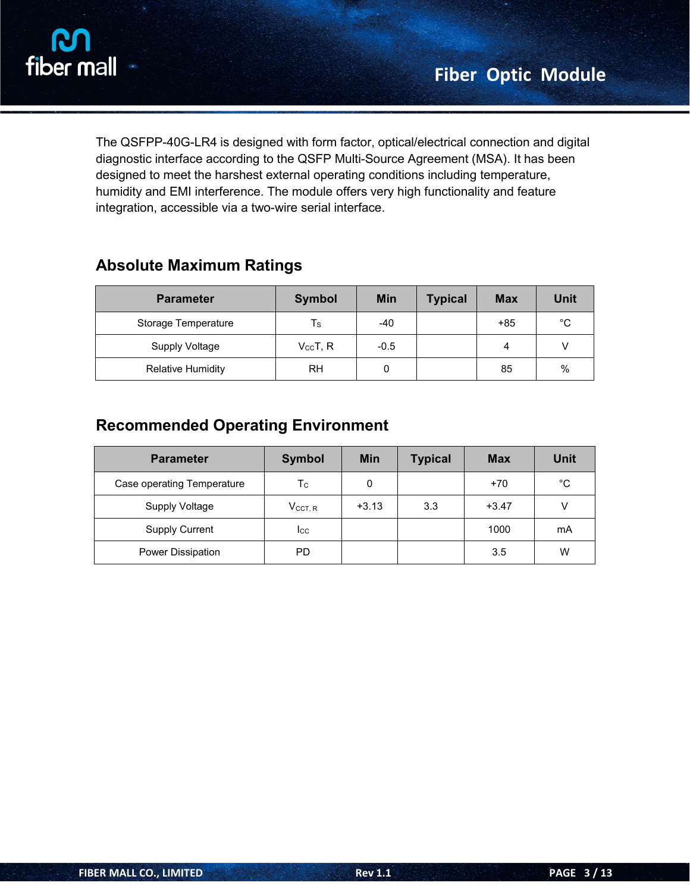The QSFPP-40G-LR4 is designed with form factor, optical/electrical connection and digital diagnostic interface according to the QSFP Multi-Source Agreement (MSA). It has been designed to meet the harshest external operating conditions including temperature, humidity and EMI interference. The module offers very high functionality and feature integration, accessible via a two-wire serial interface.

## Absolute Maximum Ratings

| Parameter | Symbol | Min | Typical | Max | Unit |
|---|---|---|---|---|---|
| Storage Temperature | $T_S$ | -40 | | +85 | °C |
| Supply Voltage | $V_{CC}T, R$ | -0.5 | | 4 | V |
| Relative Humidity | RH | 0 | | 85 | % |

## Recommended Operating Environment

| Parameter | Symbol | Min | Typical | Max | Unit |
|---|---|---|---|---|---|
| Case operating Temperature | $T_C$ | 0 | | +70 | °C |
| Supply Voltage | $V_{CCT, R}$ | +3.13 | 3.3 | +3.47 | V |
| Supply Current | $I_{CC}$ | | | 1000 | mA |
| Power Dissipation | PD | | | 3.5 | W |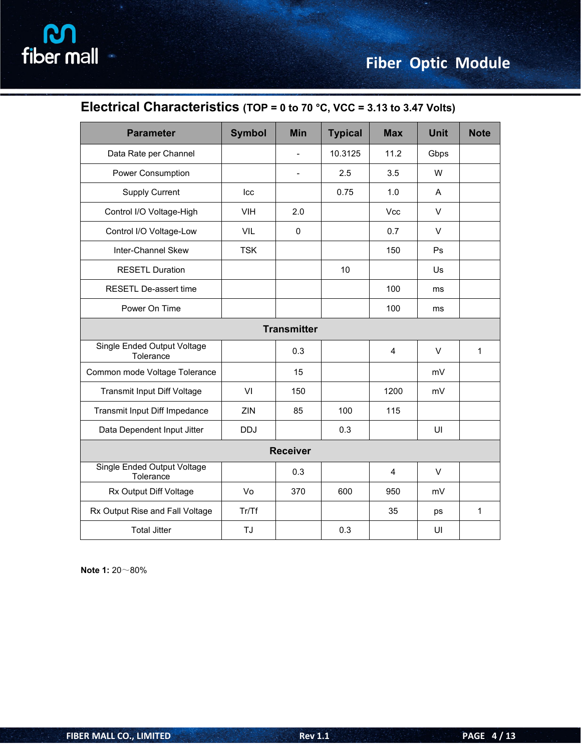## Electrical Characteristics (TOP = 0 to 70 °C, VCC = 3.13 to 3.47 Volts)

| Parameter | Symbol | Min | Typical | Max | Unit | Note |
|---|---|---|---|---|---|---|
| Data Rate per Channel | | - | 10.3125 | 11.2 | Gbps | |
| Power Consumption | | - | 2.5 | 3.5 | W | |
| Supply Current | Icc | | 0.75 | 1.0 | A | |
| Control I/O Voltage-High | VIH | 2.0 | | Vcc | V | |
| Control I/O Voltage-Low | VIL | 0 | | 0.7 | V | |
| Inter-Channel Skew | TSK | | | 150 | Ps | |
| RESETL Duration | | | 10 | | Us | |
| RESETL De-assert time | | | | 100 | ms | |
| Power On Time | | | | 100 | ms | |
| **Transmitter** | | | | | | |
| Single Ended Output Voltage Tolerance | | 0.3 | | 4 | V | 1 |
| Common mode Voltage Tolerance | | 15 | | | mV | |
| Transmit Input Diff Voltage | VI | 150 | | 1200 | mV | |
| Transmit Input Diff Impedance | ZIN | 85 | 100 | 115 | | |
| Data Dependent Input Jitter | DDJ | | 0.3 | | UI | |
| **Receiver** | | | | | | |
| Single Ended Output Voltage Tolerance | | 0.3 | | 4 | V | |
| Rx Output Diff Voltage | Vo | 370 | 600 | 950 | mV | |
| Rx Output Rise and Fall Voltage | Tr/Tf | | | 35 | ps | 1 |
| Total Jitter | TJ | | 0.3 | | UI | |

**Note 1:** 20～80%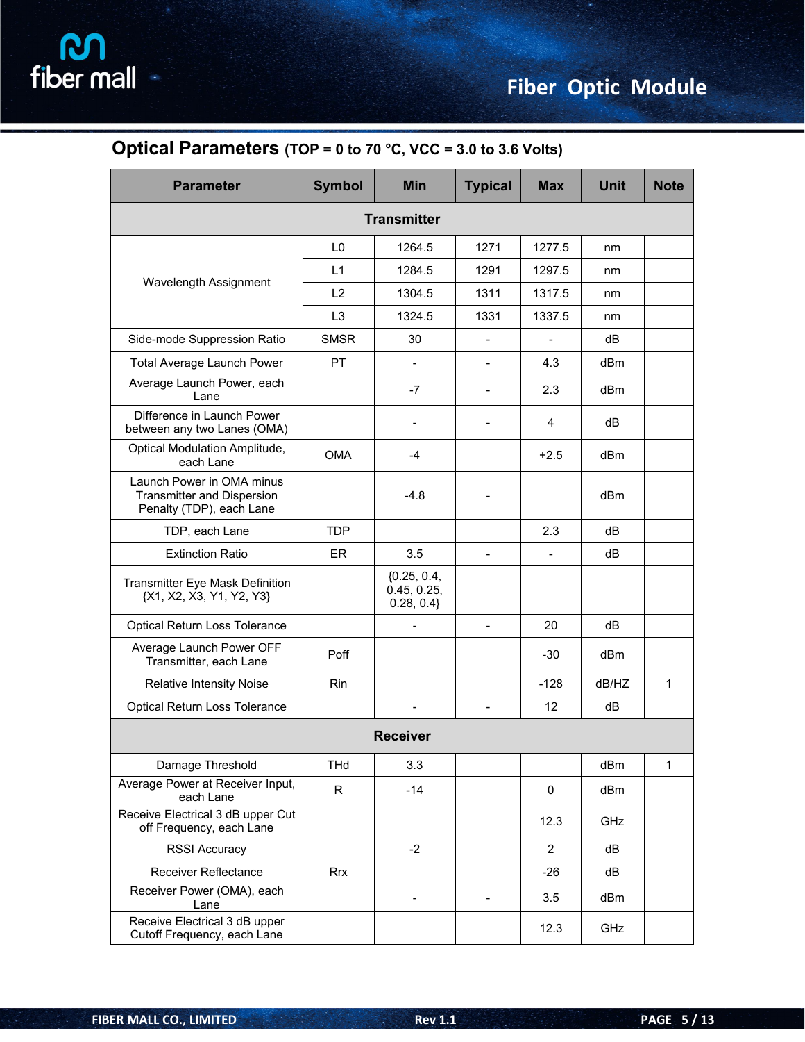## Optical Parameters (TOP = 0 to 70 °C, VCC = 3.0 to 3.6 Volts)

| Parameter | Symbol | Min | Typical | Max | Unit | Note |
|---|---|---|---|---|---|---|
| **Transmitter** | | | | | | |
| Wavelength Assignment | L0 | 1264.5 | 1271 | 1277.5 | nm | |
| | L1 | 1284.5 | 1291 | 1297.5 | nm | |
| | L2 | 1304.5 | 1311 | 1317.5 | nm | |
| | L3 | 1324.5 | 1331 | 1337.5 | nm | |
| Side-mode Suppression Ratio | SMSR | 30 | - | - | dB | |
| Total Average Launch Power | PT | - | - | 4.3 | dBm | |
| Average Launch Power, each Lane | | -7 | - | 2.3 | dBm | |
| Difference in Launch Power between any two Lanes (OMA) | | - | - | 4 | dB | |
| Optical Modulation Amplitude, each Lane | OMA | -4 | | +2.5 | dBm | |
| Launch Power in OMA minus Transmitter and Dispersion Penalty (TDP), each Lane | | -4.8 | - | | dBm | |
| TDP, each Lane | TDP | | | 2.3 | dB | |
| Extinction Ratio | ER | 3.5 | - | - | dB | |
| Transmitter Eye Mask Definition {X1, X2, X3, Y1, Y2, Y3} | | {0.25, 0.4, 0.45, 0.25, 0.28, 0.4} | | | | |
| Optical Return Loss Tolerance | | - | - | 20 | dB | |
| Average Launch Power OFF Transmitter, each Lane | Poff | | | -30 | dBm | |
| Relative Intensity Noise | Rin | | | -128 | dB/HZ | 1 |
| Optical Return Loss Tolerance | | - | - | 12 | dB | |
| **Receiver** | | | | | | |
| Damage Threshold | THd | 3.3 | | | dBm | 1 |
| Average Power at Receiver Input, each Lane | R | -14 | | 0 | dBm | |
| Receive Electrical 3 dB upper Cut off Frequency, each Lane | | | | 12.3 | GHz | |
| RSSI Accuracy | | -2 | | 2 | dB | |
| Receiver Reflectance | Rrx | | | -26 | dB | |
| Receiver Power (OMA), each Lane | | - | - | 3.5 | dBm | |
| Receive Electrical 3 dB upper Cutoff Frequency, each Lane | | | | 12.3 | GHz | |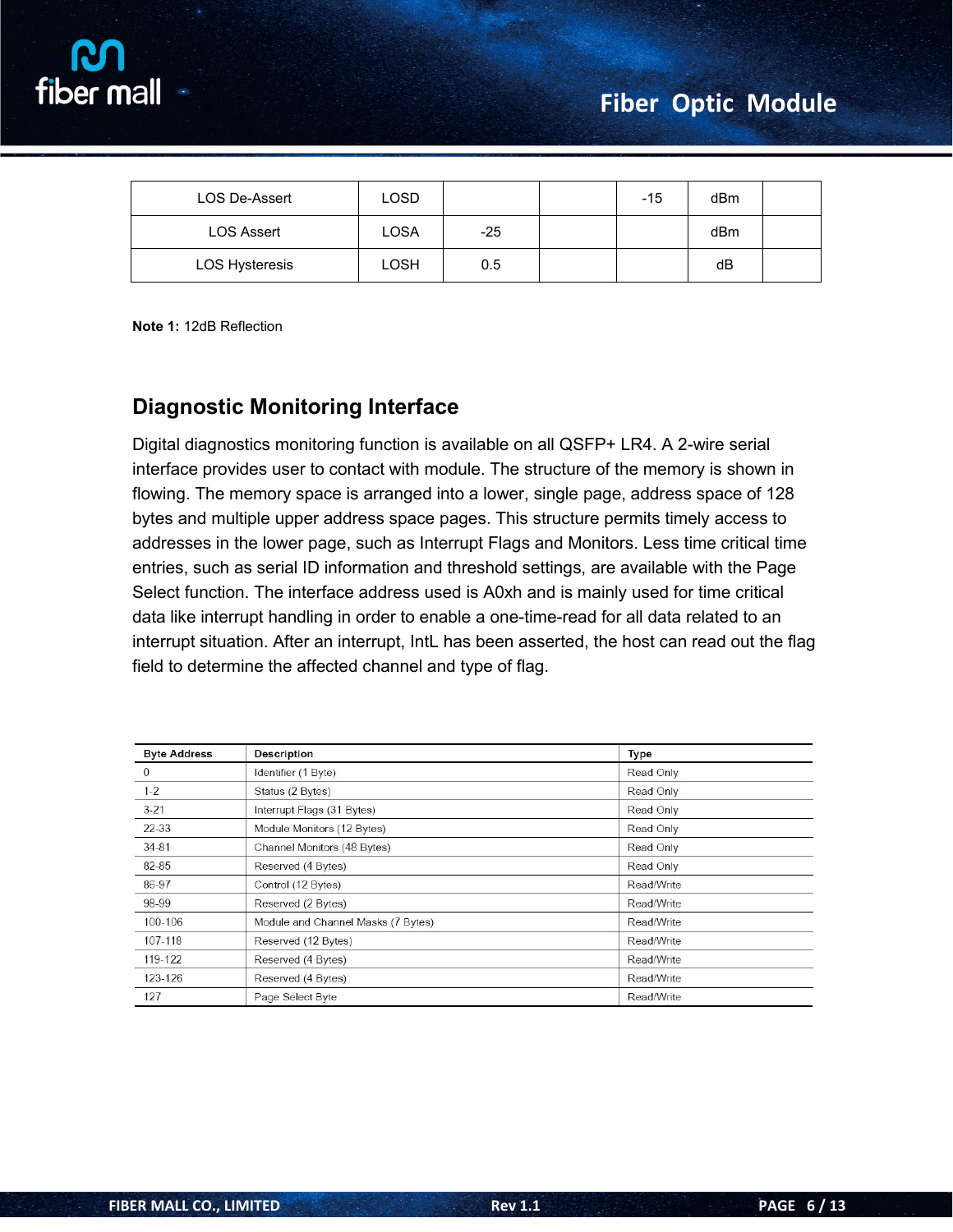| LOS De-Assert | LOSD | | | -15 | dBm | |
|---|---|---|---|---|---|---|
| LOS Assert | LOSA | -25 | | | dBm | |
| LOS Hysteresis | LOSH | 0.5 | | | dB | |

**Note 1:** 12dB Reflection

## Diagnostic Monitoring Interface

Digital diagnostics monitoring function is available on all QSFP+ LR4. A 2-wire serial interface provides user to contact with module. The structure of the memory is shown in flowing. The memory space is arranged into a lower, single page, address space of 128 bytes and multiple upper address space pages. This structure permits timely access to addresses in the lower page, such as Interrupt Flags and Monitors. Less time critical time entries, such as serial ID information and threshold settings, are available with the Page Select function. The interface address used is A0xh and is mainly used for time critical data like interrupt handling in order to enable a one-time-read for all data related to an interrupt situation. After an interrupt, IntL has been asserted, the host can read out the flag field to determine the affected channel and type of flag.

| Byte Address | Description | Type |
|---|---|---|
| 0 | Identifier (1 Byte) | Read Only |
| 1-2 | Status (2 Bytes) | Read Only |
| 3-21 | Interrupt Flags (31 Bytes) | Read Only |
| 22-33 | Module Monitors (12 Bytes) | Read Only |
| 34-81 | Channel Monitors (48 Bytes) | Read Only |
| 82-85 | Reserved (4 Bytes) | Read Only |
| 86-97 | Control (12 Bytes) | Read/Write |
| 98-99 | Reserved (2 Bytes) | Read/Write |
| 100-106 | Module and Channel Masks (7 Bytes) | Read/Write |
| 107-118 | Reserved (12 Bytes) | Read/Write |
| 119-122 | Reserved (4 Bytes) | Read/Write |
| 123-126 | Reserved (4 Bytes) | Read/Write |
| 127 | Page Select Byte | Read/Write |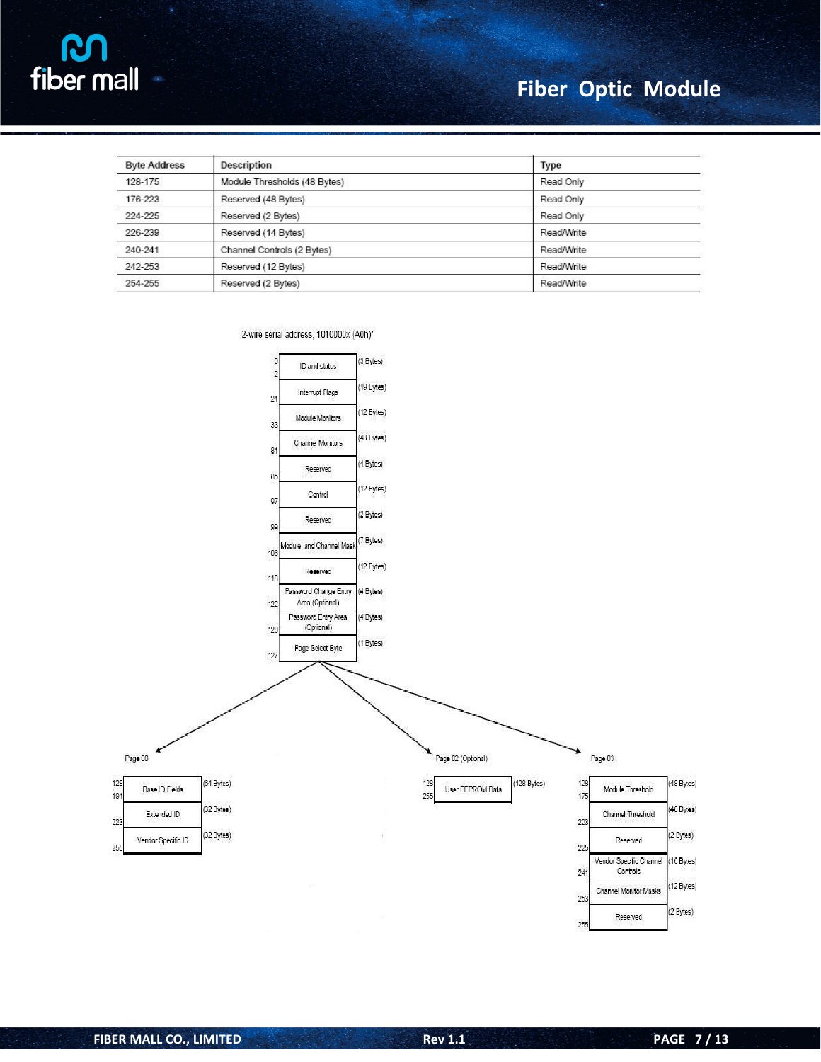| Byte Address | Description | Type |
|---|---|---|
| 128-175 | Module Thresholds (48 Bytes) | Read Only |
| 176-223 | Reserved (48 Bytes) | Read Only |
| 224-225 | Reserved (2 Bytes) | Read Only |
| 226-239 | Reserved (14 Bytes) | Read/Write |
| 240-241 | Channel Controls (2 Bytes) | Read/Write |
| 242-253 | Reserved (12 Bytes) | Read/Write |
| 254-255 | Reserved (2 Bytes) | Read/Write |

2-wire serial address, 1010000x (A0h)'

| Address | Field | Size |
|---|---|---|
| 0-2 | ID and status | (3 Bytes) |
| 21 | Interrupt Flags | (19 Bytes) |
| 33 | Module Monitors | (12 Bytes) |
| 81 | Channel Monitors | (48 Bytes) |
| 85 | Reserved | (4 Bytes) |
| 97 | Control | (12 Bytes) |
| 99 | Reserved | (2 Bytes) |
| 106 | Module and Channel Mask | (7 Bytes) |
| 118 | Reserved | (12 Bytes) |
| 122 | Password Change Entry Area (Optional) | (4 Bytes) |
| 126 | Password Entry Area (Optional) | (4 Bytes) |
| 127 | Page Select Byte | (1 Bytes) |

Page 00

| Address | Field | Size |
|---|---|---|
| 128-191 | Base ID Fields | (64 Bytes) |
| 223 | Extended ID | (32 Bytes) |
| 255 | Vendor Specific ID | (32 Bytes) |

Page 02 (Optional)

| Address | Field | Size |
|---|---|---|
| 128-255 | User EEPROM Data | (128 Bytes) |

Page 03

| Address | Field | Size |
|---|---|---|
| 128-175 | Module Threshold | (48 Bytes) |
| 223 | Channel Threshold | (48 Bytes) |
| 225 | Reserved | (2 Bytes) |
| 241 | Vendor Specific Channel Controls | (16 Bytes) |
| 253 | Channel Monitor Masks | (12 Bytes) |
| 255 | Reserved | (2 Bytes) |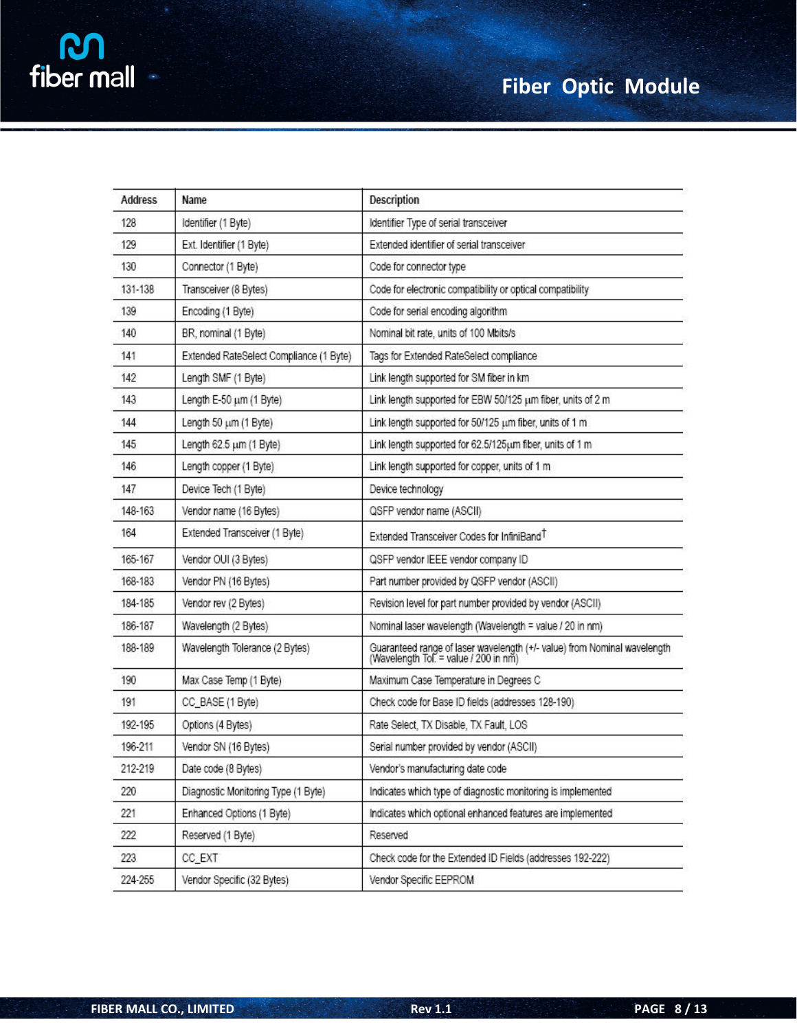| Address | Name | Description |
| --- | --- | --- |
| 128 | Identifier (1 Byte) | Identifier Type of serial transceiver |
| 129 | Ext. Identifier (1 Byte) | Extended identifier of serial transceiver |
| 130 | Connector (1 Byte) | Code for connector type |
| 131-138 | Transceiver (8 Bytes) | Code for electronic compatibility or optical compatibility |
| 139 | Encoding (1 Byte) | Code for serial encoding algorithm |
| 140 | BR, nominal (1 Byte) | Nominal bit rate, units of 100 Mbits/s |
| 141 | Extended RateSelect Compliance (1 Byte) | Tags for Extended RateSelect compliance |
| 142 | Length SMF (1 Byte) | Link length supported for SM fiber in km |
| 143 | Length E-50 μm (1 Byte) | Link length supported for EBW 50/125 μm fiber, units of 2 m |
| 144 | Length 50 μm (1 Byte) | Link length supported for 50/125 μm fiber, units of 1 m |
| 145 | Length 62.5 μm (1 Byte) | Link length supported for 62.5/125μm fiber, units of 1 m |
| 146 | Length copper (1 Byte) | Link length supported for copper, units of 1 m |
| 147 | Device Tech (1 Byte) | Device technology |
| 148-163 | Vendor name (16 Bytes) | QSFP vendor name (ASCII) |
| 164 | Extended Transceiver (1 Byte) | Extended Transceiver Codes for InfiniBand† |
| 165-167 | Vendor OUI (3 Bytes) | QSFP vendor IEEE vendor company ID |
| 168-183 | Vendor PN (16 Bytes) | Part number provided by QSFP vendor (ASCII) |
| 184-185 | Vendor rev (2 Bytes) | Revision level for part number provided by vendor (ASCII) |
| 186-187 | Wavelength (2 Bytes) | Nominal laser wavelength (Wavelength = value / 20 in nm) |
| 188-189 | Wavelength Tolerance (2 Bytes) | Guaranteed range of laser wavelength (+/- value) from Nominal wavelength (Wavelength Tol. = value / 200 in nm) |
| 190 | Max Case Temp (1 Byte) | Maximum Case Temperature in Degrees C |
| 191 | CC_BASE (1 Byte) | Check code for Base ID fields (addresses 128-190) |
| 192-195 | Options (4 Bytes) | Rate Select, TX Disable, TX Fault, LOS |
| 196-211 | Vendor SN (16 Bytes) | Serial number provided by vendor (ASCII) |
| 212-219 | Date code (8 Bytes) | Vendor's manufacturing date code |
| 220 | Diagnostic Monitoring Type (1 Byte) | Indicates which type of diagnostic monitoring is implemented |
| 221 | Enhanced Options (1 Byte) | Indicates which optional enhanced features are implemented |
| 222 | Reserved (1 Byte) | Reserved |
| 223 | CC_EXT | Check code for the Extended ID Fields (addresses 192-222) |
| 224-255 | Vendor Specific (32 Bytes) | Vendor Specific EEPROM |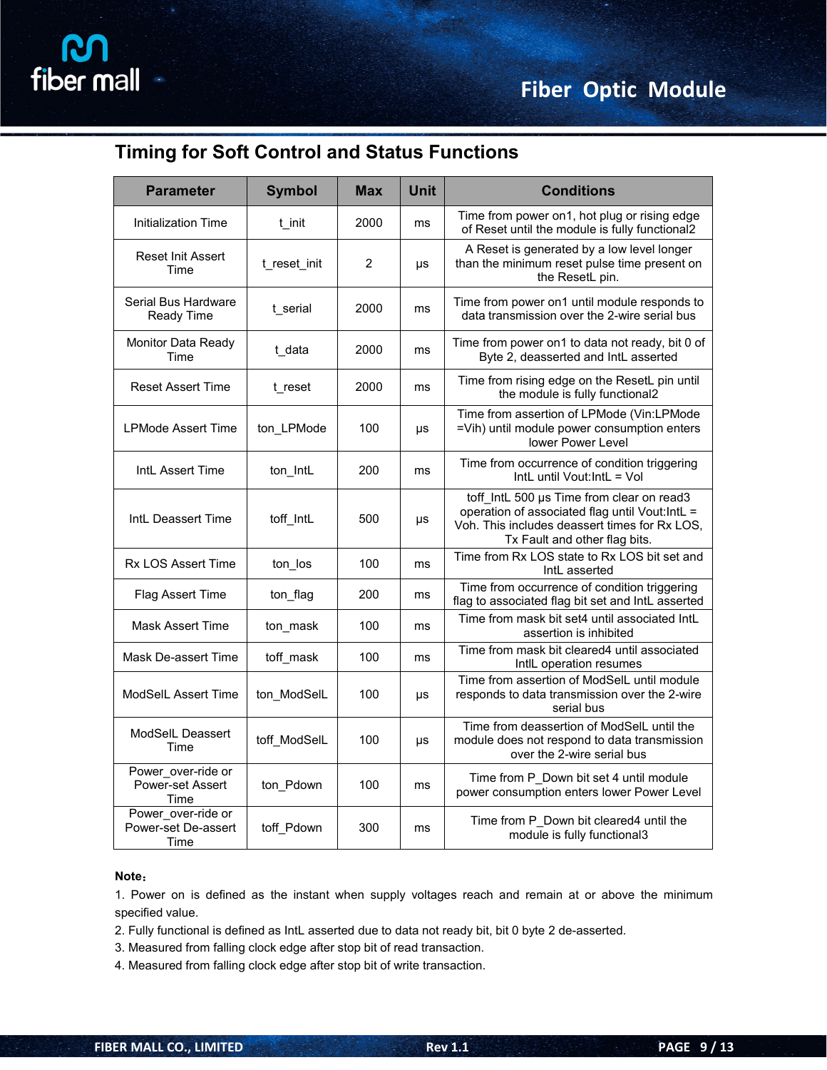## Timing for Soft Control and Status Functions

| Parameter | Symbol | Max | Unit | Conditions |
|---|---|---|---|---|
| Initialization Time | t_init | 2000 | ms | Time from power on1, hot plug or rising edge of Reset until the module is fully functional2 |
| Reset Init Assert Time | t_reset_init | 2 | μs | A Reset is generated by a low level longer than the minimum reset pulse time present on the ResetL pin. |
| Serial Bus Hardware Ready Time | t_serial | 2000 | ms | Time from power on1 until module responds to data transmission over the 2-wire serial bus |
| Monitor Data Ready Time | t_data | 2000 | ms | Time from power on1 to data not ready, bit 0 of Byte 2, deasserted and IntL asserted |
| Reset Assert Time | t_reset | 2000 | ms | Time from rising edge on the ResetL pin until the module is fully functional2 |
| LPMode Assert Time | ton_LPMode | 100 | μs | Time from assertion of LPMode (Vin:LPMode =Vih) until module power consumption enters lower Power Level |
| IntL Assert Time | ton_IntL | 200 | ms | Time from occurrence of condition triggering IntL until Vout:IntL = Vol |
| IntL Deassert Time | toff_IntL | 500 | μs | toff_IntL 500 μs Time from clear on read3 operation of associated flag until Vout:IntL = Voh. This includes deassert times for Rx LOS, Tx Fault and other flag bits. |
| Rx LOS Assert Time | ton_los | 100 | ms | Time from Rx LOS state to Rx LOS bit set and IntL asserted |
| Flag Assert Time | ton_flag | 200 | ms | Time from occurrence of condition triggering flag to associated flag bit set and IntL asserted |
| Mask Assert Time | ton_mask | 100 | ms | Time from mask bit set4 until associated IntL assertion is inhibited |
| Mask De-assert Time | toff_mask | 100 | ms | Time from mask bit cleared4 until associated IntlL operation resumes |
| ModSelL Assert Time | ton_ModSelL | 100 | μs | Time from assertion of ModSelL until module responds to data transmission over the 2-wire serial bus |
| ModSelL Deassert Time | toff_ModSelL | 100 | μs | Time from deassertion of ModSelL until the module does not respond to data transmission over the 2-wire serial bus |
| Power_over-ride or Power-set Assert Time | ton_Pdown | 100 | ms | Time from P_Down bit set 4 until module power consumption enters lower Power Level |
| Power_over-ride or Power-set De-assert Time | toff_Pdown | 300 | ms | Time from P_Down bit cleared4 until the module is fully functional3 |

**Note**：

1. Power on is defined as the instant when supply voltages reach and remain at or above the minimum specified value.
2. Fully functional is defined as IntL asserted due to data not ready bit, bit 0 byte 2 de-asserted.
3. Measured from falling clock edge after stop bit of read transaction.
4. Measured from falling clock edge after stop bit of write transaction.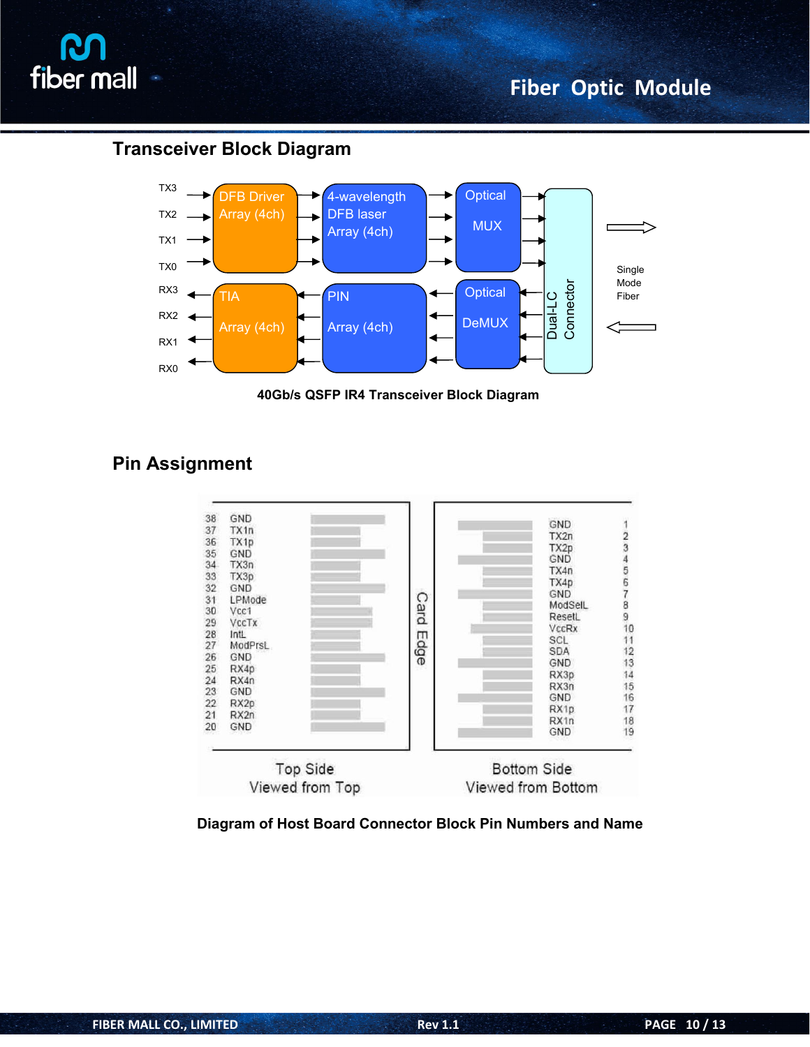## Transceiver Block Diagram

40Gb/s QSFP IR4 Transceiver Block Diagram

## Pin Assignment

Diagram of Host Board Connector Block Pin Numbers and Name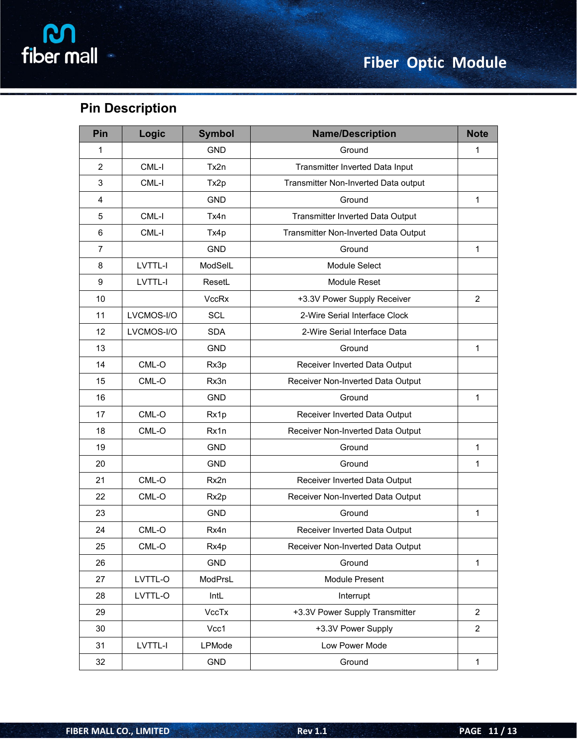## Pin Description

| Pin | Logic | Symbol | Name/Description | Note |
|---|---|---|---|---|
| 1 | | GND | Ground | 1 |
| 2 | CML-I | Tx2n | Transmitter Inverted Data Input | |
| 3 | CML-I | Tx2p | Transmitter Non-Inverted Data output | |
| 4 | | GND | Ground | 1 |
| 5 | CML-I | Tx4n | Transmitter Inverted Data Output | |
| 6 | CML-I | Tx4p | Transmitter Non-Inverted Data Output | |
| 7 | | GND | Ground | 1 |
| 8 | LVTTL-I | ModSelL | Module Select | |
| 9 | LVTTL-I | ResetL | Module Reset | |
| 10 | | VccRx | +3.3V Power Supply Receiver | 2 |
| 11 | LVCMOS-I/O | SCL | 2-Wire Serial Interface Clock | |
| 12 | LVCMOS-I/O | SDA | 2-Wire Serial Interface Data | |
| 13 | | GND | Ground | 1 |
| 14 | CML-O | Rx3p | Receiver Inverted Data Output | |
| 15 | CML-O | Rx3n | Receiver Non-Inverted Data Output | |
| 16 | | GND | Ground | 1 |
| 17 | CML-O | Rx1p | Receiver Inverted Data Output | |
| 18 | CML-O | Rx1n | Receiver Non-Inverted Data Output | |
| 19 | | GND | Ground | 1 |
| 20 | | GND | Ground | 1 |
| 21 | CML-O | Rx2n | Receiver Inverted Data Output | |
| 22 | CML-O | Rx2p | Receiver Non-Inverted Data Output | |
| 23 | | GND | Ground | 1 |
| 24 | CML-O | Rx4n | Receiver Inverted Data Output | |
| 25 | CML-O | Rx4p | Receiver Non-Inverted Data Output | |
| 26 | | GND | Ground | 1 |
| 27 | LVTTL-O | ModPrsL | Module Present | |
| 28 | LVTTL-O | IntL | Interrupt | |
| 29 | | VccTx | +3.3V Power Supply Transmitter | 2 |
| 30 | | Vcc1 | +3.3V Power Supply | 2 |
| 31 | LVTTL-I | LPMode | Low Power Mode | |
| 32 | | GND | Ground | 1 |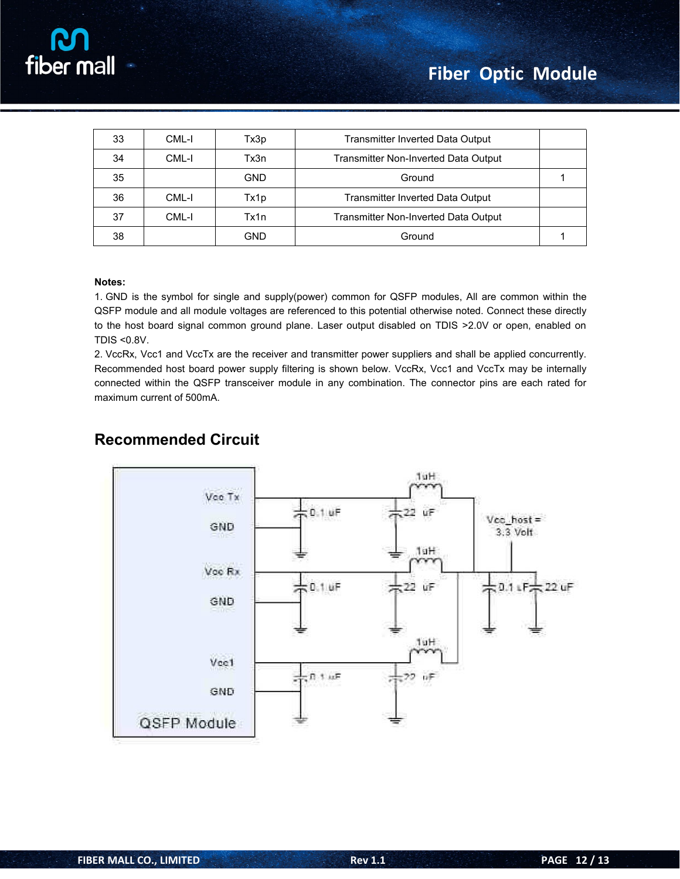| 33 | CML-I | Tx3p | Transmitter Inverted Data Output | |
|---|---|---|---|---|
| 34 | CML-I | Tx3n | Transmitter Non-Inverted Data Output | |
| 35 | | GND | Ground | 1 |
| 36 | CML-I | Tx1p | Transmitter Inverted Data Output | |
| 37 | CML-I | Tx1n | Transmitter Non-Inverted Data Output | |
| 38 | | GND | Ground | 1 |

**Notes:**

1. GND is the symbol for single and supply(power) common for QSFP modules, All are common within the QSFP module and all module voltages are referenced to this potential otherwise noted. Connect these directly to the host board signal common ground plane. Laser output disabled on TDIS >2.0V or open, enabled on TDIS <0.8V.
2. VccRx, Vcc1 and VccTx are the receiver and transmitter power suppliers and shall be applied concurrently. Recommended host board power supply filtering is shown below. VccRx, Vcc1 and VccTx may be internally connected within the QSFP transceiver module in any combination. The connector pins are each rated for maximum current of 500mA.

## Recommended Circuit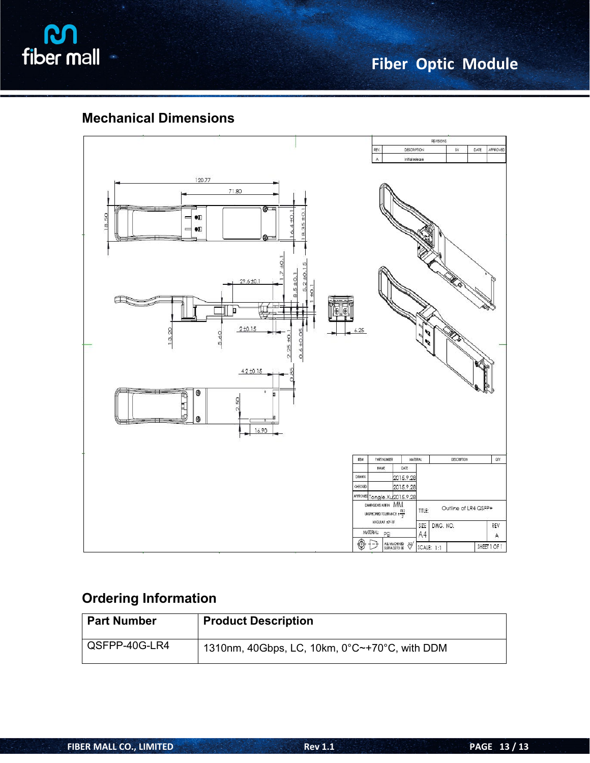## Mechanical Dimensions

REVISIONS

| REV. | DESCRIPTION | BY | DATE | APPROVED |
|---|---|---|---|---|
| A | Initial release | | | |

120.77

71.80

18.50

16.4±0.1

18.35±0.1

29.6±0.1

1.7±0.1

8.5±0.1

5.2±0.15

1±0.1

2±0.15

6.25

13.20

5.60

2.25±0.1

0.6±0.05

4.2±0.15

0.85

2.50

16.90

| ITEM | PART NUMBER | MATERIAL | DESCRIPTION | QTY |
|---|---|---|---|---|

| | NAME | DATE |
|---|---|---|
| DRAWN | | 2015.9.28 |
| CHECKED | | 2015.9.28 |
| APPROVED | Tongle.Xu | 2015.9.28 |

DIMENSIONS ARE IN MM

UNSPECIFIED TOLERANCE

ANGULAR ±0°-15'

MATERIAL: PEI

ALL MACHINED SURFACE TO BE

TITLE: Outline of LR4 QSFP+

SIZE: A4

DWG. NO.

REV: A

SCALE: 1:1

SHEET 1 OF 1

## Ordering Information

| Part Number | Product Description |
|---|---|
| QSFPP-40G-LR4 | 1310nm, 40Gbps, LC, 10km, 0°C~+70°C, with DDM |